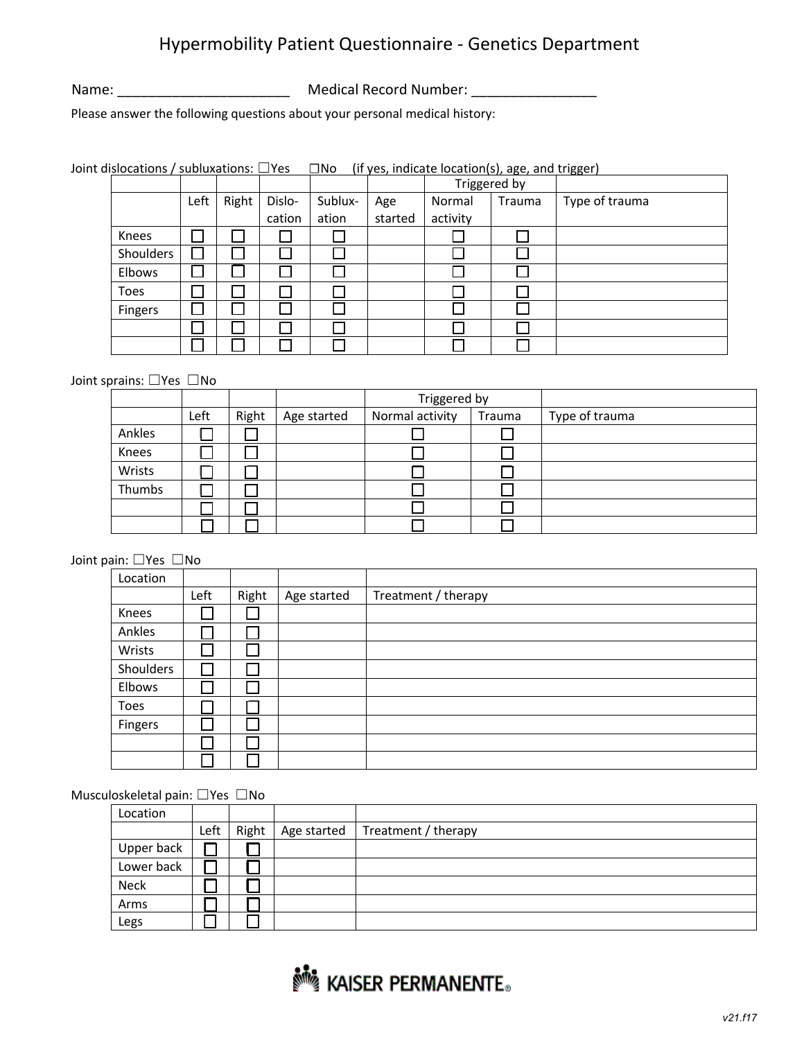# Hypermobility Patient Questionnaire - Genetics Department

Name: ______________________ Medical Record Number: ________________

Please answer the following questions about your personal medical history:

Joint dislocations / subluxations: ☐Yes ☐No (if yes, indicate location(s), age, and trigger)

| | | | | | | Triggered by | | |
|---|---|---|---|---|---|---|---|---|
| | Left | Right | Dislo-cation | Sublux-ation | Age started | Normal activity | Trauma | Type of trauma |
| Knees | ☐ | ☐ | ☐ | ☐ | | ☐ | ☐ | |
| Shoulders | ☐ | ☐ | ☐ | ☐ | | ☐ | ☐ | |
| Elbows | ☐ | ☐ | ☐ | ☐ | | ☐ | ☐ | |
| Toes | ☐ | ☐ | ☐ | ☐ | | ☐ | ☐ | |
| Fingers | ☐ | ☐ | ☐ | ☐ | | ☐ | ☐ | |
| | ☐ | ☐ | ☐ | ☐ | | ☐ | ☐ | |
| | ☐ | ☐ | ☐ | ☐ | | ☐ | ☐ | |

Joint sprains: ☐Yes ☐No

| | | | | Triggered by | | |
|---|---|---|---|---|---|---|
| | Left | Right | Age started | Normal activity | Trauma | Type of trauma |
| Ankles | ☐ | ☐ | | ☐ | ☐ | |
| Knees | ☐ | ☐ | | ☐ | ☐ | |
| Wrists | ☐ | ☐ | | ☐ | ☐ | |
| Thumbs | ☐ | ☐ | | ☐ | ☐ | |
| | ☐ | ☐ | | ☐ | ☐ | |
| | ☐ | ☐ | | ☐ | ☐ | |

Joint pain: ☐Yes ☐No

| Location | | | | |
|---|---|---|---|---|
| | Left | Right | Age started | Treatment / therapy |
| Knees | ☐ | ☐ | | |
| Ankles | ☐ | ☐ | | |
| Wrists | ☐ | ☐ | | |
| Shoulders | ☐ | ☐ | | |
| Elbows | ☐ | ☐ | | |
| Toes | ☐ | ☐ | | |
| Fingers | ☐ | ☐ | | |
| | ☐ | ☐ | | |
| | ☐ | ☐ | | |

Musculoskeletal pain: ☐Yes ☐No

| Location | | | | |
|---|---|---|---|---|
| | Left | Right | Age started | Treatment / therapy |
| Upper back | ☐ | ☐ | | |
| Lower back | ☐ | ☐ | | |
| Neck | ☐ | ☐ | | |
| Arms | ☐ | ☐ | | |
| Legs | ☐ | ☐ | | |

KAISER PERMANENTE®

v21.f17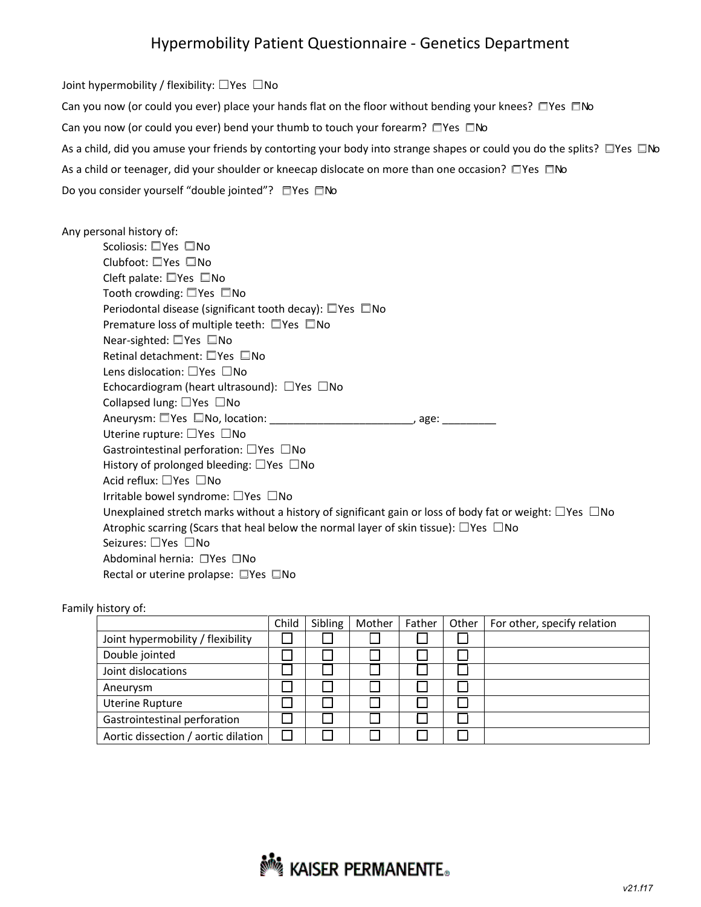# Hypermobility Patient Questionnaire - Genetics Department

Joint hypermobility / flexibility: ☐Yes ☐No

Can you now (or could you ever) place your hands flat on the floor without bending your knees? ☐Yes ☐No

Can you now (or could you ever) bend your thumb to touch your forearm? ☐Yes ☐No

As a child, did you amuse your friends by contorting your body into strange shapes or could you do the splits? ☐Yes ☐No

As a child or teenager, did your shoulder or kneecap dislocate on more than one occasion? ☐Yes ☐No

Do you consider yourself "double jointed"? ☐Yes ☐No

Any personal history of:

- Scoliosis: ☐Yes ☐No
- Clubfoot: ☐Yes ☐No
- Cleft palate: ☐Yes ☐No
- Tooth crowding: ☐Yes ☐No
- Periodontal disease (significant tooth decay): ☐Yes ☐No
- Premature loss of multiple teeth: ☐Yes ☐No
- Near-sighted: ☐Yes ☐No
- Retinal detachment: ☐Yes ☐No
- Lens dislocation: ☐Yes ☐No
- Echocardiogram (heart ultrasound): ☐Yes ☐No
- Collapsed lung: ☐Yes ☐No
- Aneurysm: ☐Yes ☐No, location: ________________________, age: _________
- Uterine rupture: ☐Yes ☐No
- Gastrointestinal perforation: ☐Yes ☐No
- History of prolonged bleeding: ☐Yes ☐No
- Acid reflux: ☐Yes ☐No
- Irritable bowel syndrome: ☐Yes ☐No
- Unexplained stretch marks without a history of significant gain or loss of body fat or weight: ☐Yes ☐No
- Atrophic scarring (Scars that heal below the normal layer of skin tissue): ☐Yes ☐No
- Seizures: ☐Yes ☐No
- Abdominal hernia: ☐Yes ☐No
- Rectal or uterine prolapse: ☐Yes ☐No

Family history of:

| | Child | Sibling | Mother | Father | Other | For other, specify relation |
|---|---|---|---|---|---|---|
| Joint hypermobility / flexibility | ☐ | ☐ | ☐ | ☐ | ☐ | |
| Double jointed | ☐ | ☐ | ☐ | ☐ | ☐ | |
| Joint dislocations | ☐ | ☐ | ☐ | ☐ | ☐ | |
| Aneurysm | ☐ | ☐ | ☐ | ☐ | ☐ | |
| Uterine Rupture | ☐ | ☐ | ☐ | ☐ | ☐ | |
| Gastrointestinal perforation | ☐ | ☐ | ☐ | ☐ | ☐ | |
| Aortic dissection / aortic dilation | ☐ | ☐ | ☐ | ☐ | ☐ | |

KAISER PERMANENTE®

*v21.f17*